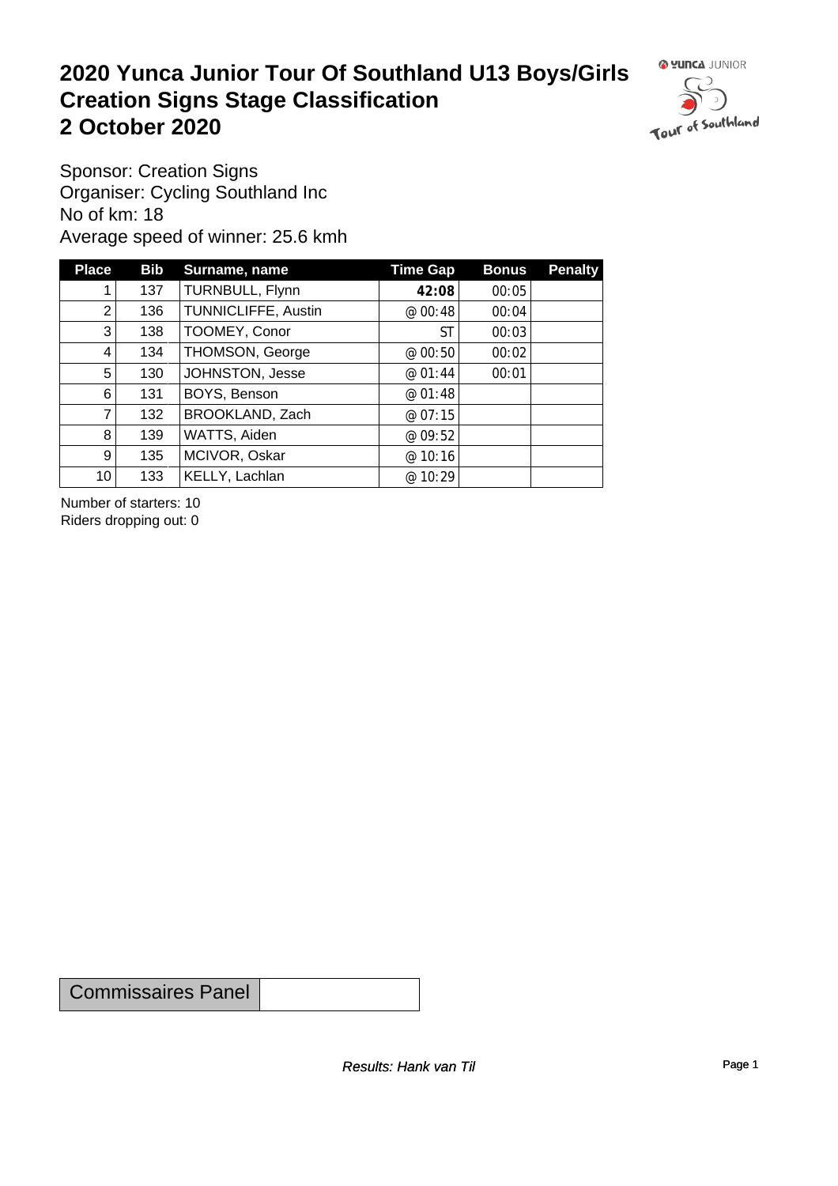# 2020 Yunca Junior Tour Of Southland U13 Boys/Girls
# Creation Signs Stage Classification
# 2 October 2020

Sponsor: Creation Signs
Organiser: Cycling Southland Inc
No of km: 18
Average speed of winner: 25.6 kmh

| Place | Bib | Surname, name | Time Gap | Bonus | Penalty |
|---|---|---|---|---|---|
| 1 | 137 | TURNBULL, Flynn | **42:08** | 00:05 | |
| 2 | 136 | TUNNICLIFFE, Austin | @ 00:48 | 00:04 | |
| 3 | 138 | TOOMEY, Conor | ST | 00:03 | |
| 4 | 134 | THOMSON, George | @ 00:50 | 00:02 | |
| 5 | 130 | JOHNSTON, Jesse | @ 01:44 | 00:01 | |
| 6 | 131 | BOYS, Benson | @ 01:48 | | |
| 7 | 132 | BROOKLAND, Zach | @ 07:15 | | |
| 8 | 139 | WATTS, Aiden | @ 09:52 | | |
| 9 | 135 | MCIVOR, Oskar | @ 10:16 | | |
| 10 | 133 | KELLY, Lachlan | @ 10:29 | | |

Number of starters: 10
Riders dropping out: 0

| Commissaires Panel | |
|---|---|

*Results: Hank van Til*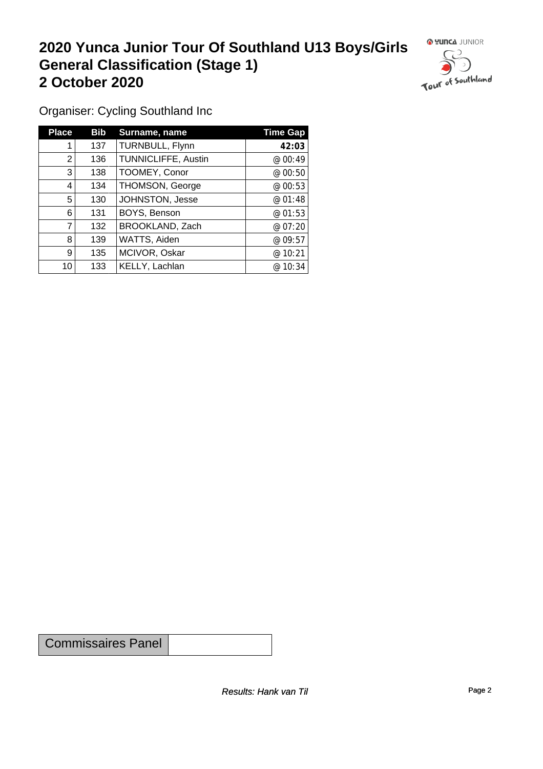# 2020 Yunca Junior Tour Of Southland U13 Boys/Girls General Classification (Stage 1) 2 October 2020

Organiser: Cycling Southland Inc

| Place | Bib | Surname, name | Time Gap |
|---|---|---|---|
| 1 | 137 | TURNBULL, Flynn | **42:03** |
| 2 | 136 | TUNNICLIFFE, Austin | @ 00:49 |
| 3 | 138 | TOOMEY, Conor | @ 00:50 |
| 4 | 134 | THOMSON, George | @ 00:53 |
| 5 | 130 | JOHNSTON, Jesse | @ 01:48 |
| 6 | 131 | BOYS, Benson | @ 01:53 |
| 7 | 132 | BROOKLAND, Zach | @ 07:20 |
| 8 | 139 | WATTS, Aiden | @ 09:57 |
| 9 | 135 | MCIVOR, Oskar | @ 10:21 |
| 10 | 133 | KELLY, Lachlan | @ 10:34 |

| Commissaires Panel | |
|---|---|

*Results: Hank van Til*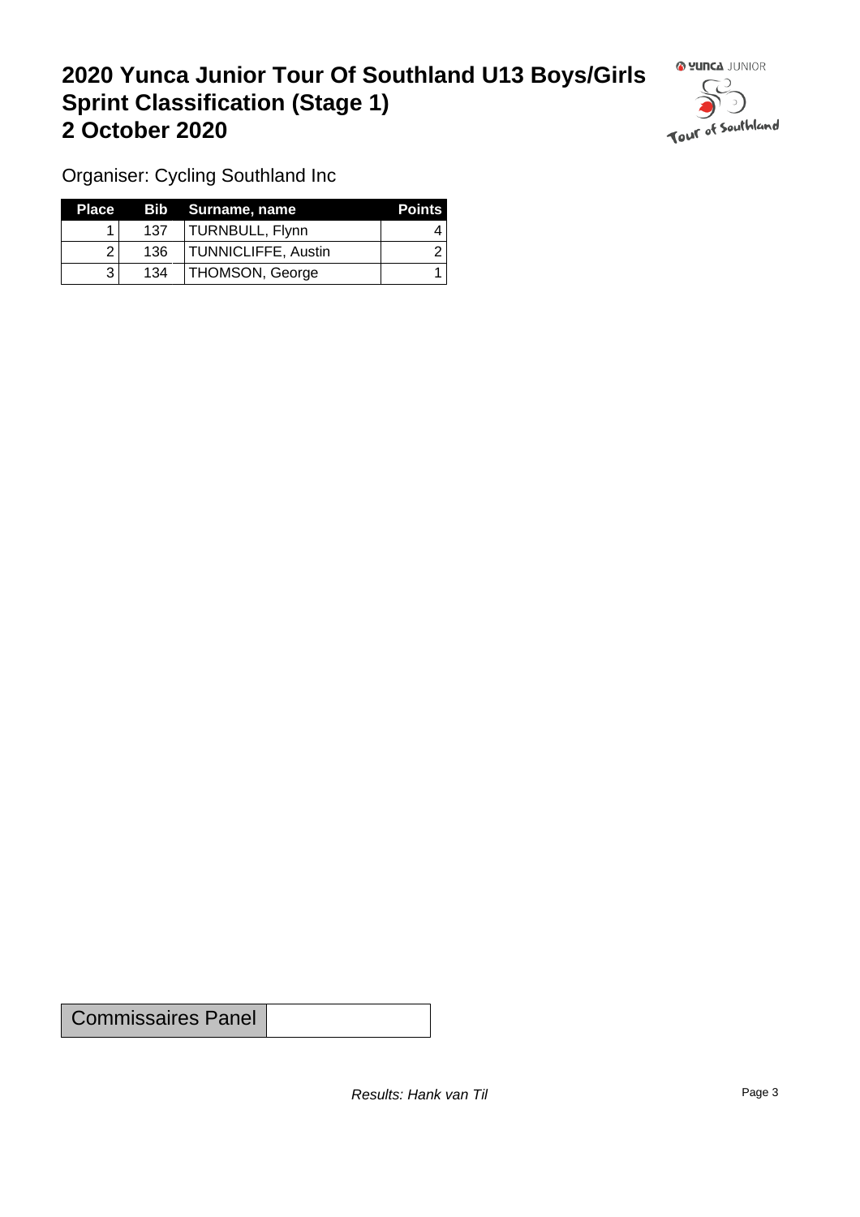# 2020 Yunca Junior Tour Of Southland U13 Boys/Girls Sprint Classification (Stage 1) 2 October 2020

Organiser: Cycling Southland Inc

| Place | Bib | Surname, name | Points |
|---|---|---|---|
| 1 | 137 | TURNBULL, Flynn | 4 |
| 2 | 136 | TUNNICLIFFE, Austin | 2 |
| 3 | 134 | THOMSON, George | 1 |

| Commissaires Panel | |
|---|---|

*Results: Hank van Til*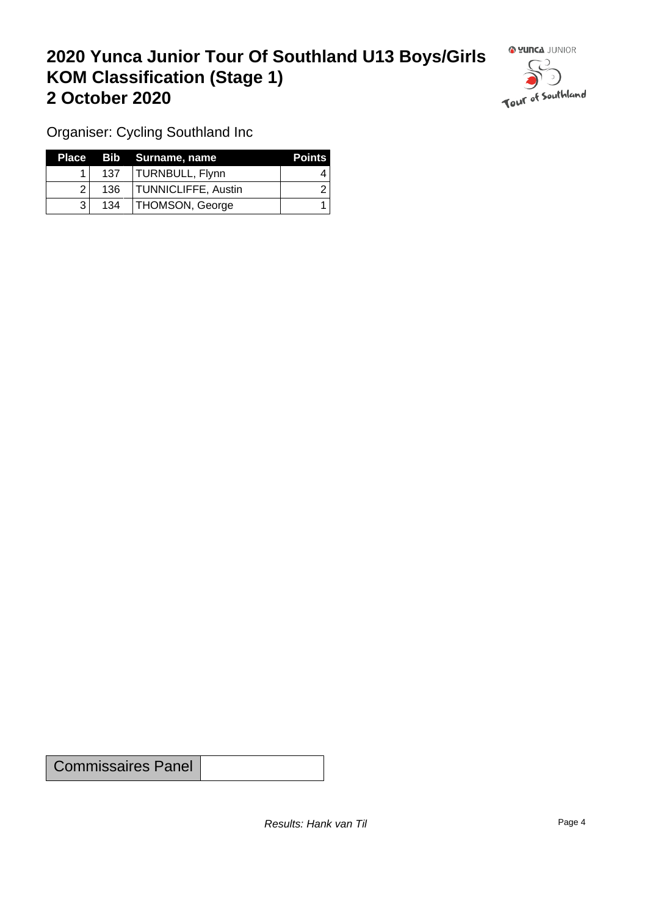# 2020 Yunca Junior Tour Of Southland U13 Boys/Girls KOM Classification (Stage 1) 2 October 2020

Organiser: Cycling Southland Inc

| Place | Bib | Surname, name | Points |
|---|---|---|---|
| 1 | 137 | TURNBULL, Flynn | 4 |
| 2 | 136 | TUNNICLIFFE, Austin | 2 |
| 3 | 134 | THOMSON, George | 1 |

| Commissaires Panel | |
|---|---|

*Results: Hank van Til*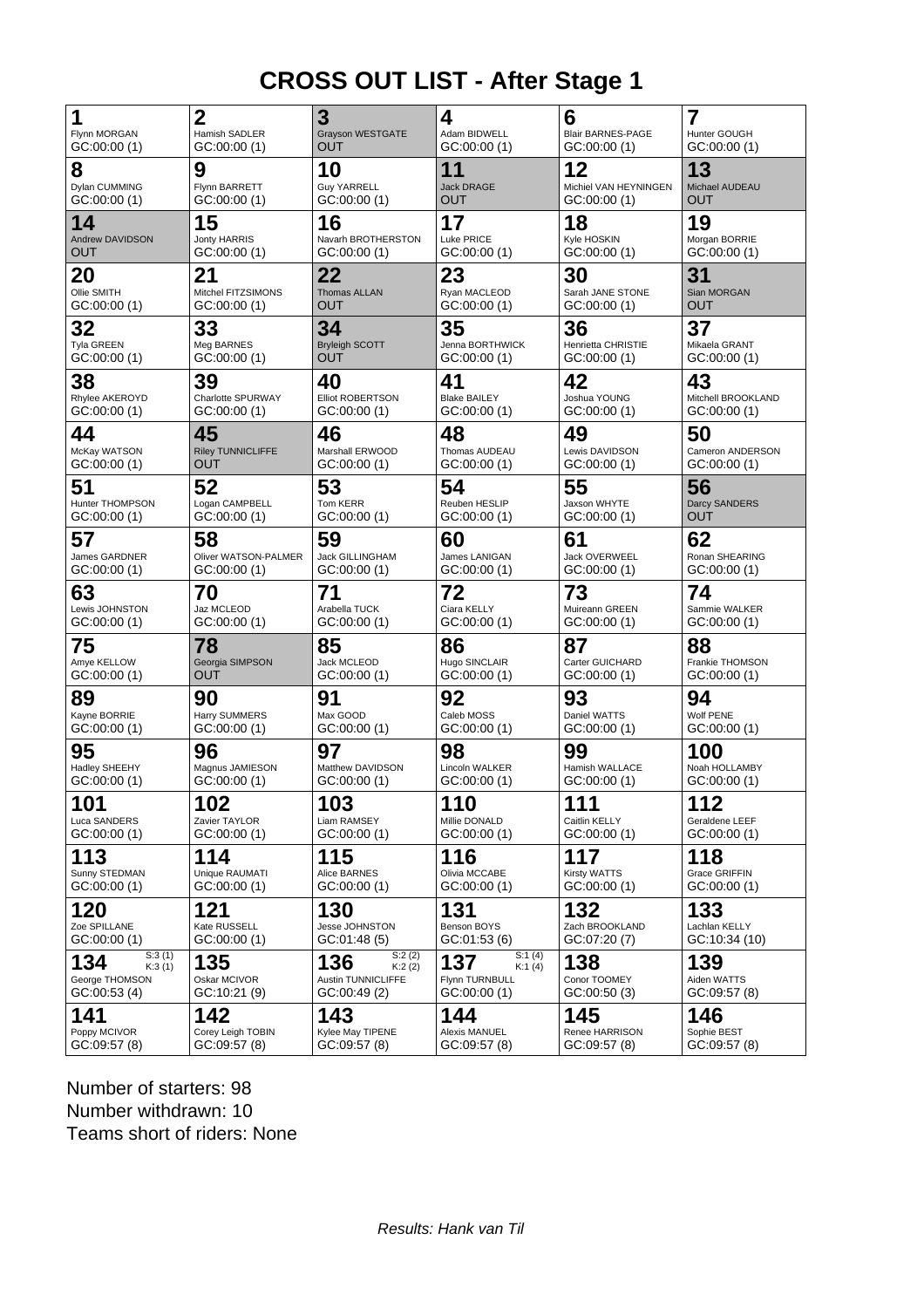# CROSS OUT LIST - After Stage 1

| | | | | | |
|---|---|---|---|---|---|
| **1** Flynn MORGAN GC:00:00 (1) | **2** Hamish SADLER GC:00:00 (1) | **3** Grayson WESTGATE OUT | **4** Adam BIDWELL GC:00:00 (1) | **6** Blair BARNES-PAGE GC:00:00 (1) | **7** Hunter GOUGH GC:00:00 (1) |
| **8** Dylan CUMMING GC:00:00 (1) | **9** Flynn BARRETT GC:00:00 (1) | **10** Guy YARRELL GC:00:00 (1) | **11** Jack DRAGE OUT | **12** Michiel VAN HEYNINGEN GC:00:00 (1) | **13** Michael AUDEAU OUT |
| **14** Andrew DAVIDSON OUT | **15** Jonty HARRIS GC:00:00 (1) | **16** Navarh BROTHERSTON GC:00:00 (1) | **17** Luke PRICE GC:00:00 (1) | **18** Kyle HOSKIN GC:00:00 (1) | **19** Morgan BORRIE GC:00:00 (1) |
| **20** Ollie SMITH GC:00:00 (1) | **21** Mitchel FITZSIMONS GC:00:00 (1) | **22** Thomas ALLAN OUT | **23** Ryan MACLEOD GC:00:00 (1) | **30** Sarah JANE STONE GC:00:00 (1) | **31** Sian MORGAN OUT |
| **32** Tyla GREEN GC:00:00 (1) | **33** Meg BARNES GC:00:00 (1) | **34** Bryleigh SCOTT OUT | **35** Jenna BORTHWICK GC:00:00 (1) | **36** Henrietta CHRISTIE GC:00:00 (1) | **37** Mikaela GRANT GC:00:00 (1) |
| **38** Rhylee AKEROYD GC:00:00 (1) | **39** Charlotte SPURWAY GC:00:00 (1) | **40** Elliot ROBERTSON GC:00:00 (1) | **41** Blake BAILEY GC:00:00 (1) | **42** Joshua YOUNG GC:00:00 (1) | **43** Mitchell BROOKLAND GC:00:00 (1) |
| **44** McKay WATSON GC:00:00 (1) | **45** Riley TUNNICLIFFE OUT | **46** Marshall ERWOOD GC:00:00 (1) | **48** Thomas AUDEAU GC:00:00 (1) | **49** Lewis DAVIDSON GC:00:00 (1) | **50** Cameron ANDERSON GC:00:00 (1) |
| **51** Hunter THOMPSON GC:00:00 (1) | **52** Logan CAMPBELL GC:00:00 (1) | **53** Tom KERR GC:00:00 (1) | **54** Reuben HESLIP GC:00:00 (1) | **55** Jaxson WHYTE GC:00:00 (1) | **56** Darcy SANDERS OUT |
| **57** James GARDNER GC:00:00 (1) | **58** Oliver WATSON-PALMER GC:00:00 (1) | **59** Jack GILLINGHAM GC:00:00 (1) | **60** James LANIGAN GC:00:00 (1) | **61** Jack OVERWEEL GC:00:00 (1) | **62** Ronan SHEARING GC:00:00 (1) |
| **63** Lewis JOHNSTON GC:00:00 (1) | **70** Jaz MCLEOD GC:00:00 (1) | **71** Arabella TUCK GC:00:00 (1) | **72** Ciara KELLY GC:00:00 (1) | **73** Muireann GREEN GC:00:00 (1) | **74** Sammie WALKER GC:00:00 (1) |
| **75** Amye KELLOW GC:00:00 (1) | **78** Georgia SIMPSON OUT | **85** Jack MCLEOD GC:00:00 (1) | **86** Hugo SINCLAIR GC:00:00 (1) | **87** Carter GUICHARD GC:00:00 (1) | **88** Frankie THOMSON GC:00:00 (1) |
| **89** Kayne BORRIE GC:00:00 (1) | **90** Harry SUMMERS GC:00:00 (1) | **91** Max GOOD GC:00:00 (1) | **92** Caleb MOSS GC:00:00 (1) | **93** Daniel WATTS GC:00:00 (1) | **94** Wolf PENE GC:00:00 (1) |
| **95** Hadley SHEEHY GC:00:00 (1) | **96** Magnus JAMIESON GC:00:00 (1) | **97** Matthew DAVIDSON GC:00:00 (1) | **98** Lincoln WALKER GC:00:00 (1) | **99** Hamish WALLACE GC:00:00 (1) | **100** Noah HOLLAMBY GC:00:00 (1) |
| **101** Luca SANDERS GC:00:00 (1) | **102** Zavier TAYLOR GC:00:00 (1) | **103** Liam RAMSEY GC:00:00 (1) | **110** Millie DONALD GC:00:00 (1) | **111** Caitlin KELLY GC:00:00 (1) | **112** Geraldene LEEF GC:00:00 (1) |
| **113** Sunny STEDMAN GC:00:00 (1) | **114** Unique RAUMATI GC:00:00 (1) | **115** Alice BARNES GC:00:00 (1) | **116** Olivia MCCABE GC:00:00 (1) | **117** Kirsty WATTS GC:00:00 (1) | **118** Grace GRIFFIN GC:00:00 (1) |
| **120** Zoe SPILLANE GC:00:00 (1) | **121** Kate RUSSELL GC:00:00 (1) | **130** Jesse JOHNSTON GC:01:48 (5) | **131** Benson BOYS GC:01:53 (6) | **132** Zach BROOKLAND GC:07:20 (7) | **133** Lachlan KELLY GC:10:34 (10) |
| **134** S:3 (1) K:3 (1) George THOMSON GC:00:53 (4) | **135** Oskar MCIVOR GC:10:21 (9) | **136** S:2 (2) K:2 (2) Austin TUNNICLIFFE GC:00:49 (2) | **137** S:1 (4) K:1 (4) Flynn TURNBULL GC:00:00 (1) | **138** Conor TOOMEY GC:00:50 (3) | **139** Aiden WATTS GC:09:57 (8) |
| **141** Poppy MCIVOR GC:09:57 (8) | **142** Corey Leigh TOBIN GC:09:57 (8) | **143** Kylee May TIPENE GC:09:57 (8) | **144** Alexis MANUEL GC:09:57 (8) | **145** Renee HARRISON GC:09:57 (8) | **146** Sophie BEST GC:09:57 (8) |

Number of starters: 98
Number withdrawn: 10
Teams short of riders: None

*Results: Hank van Til*